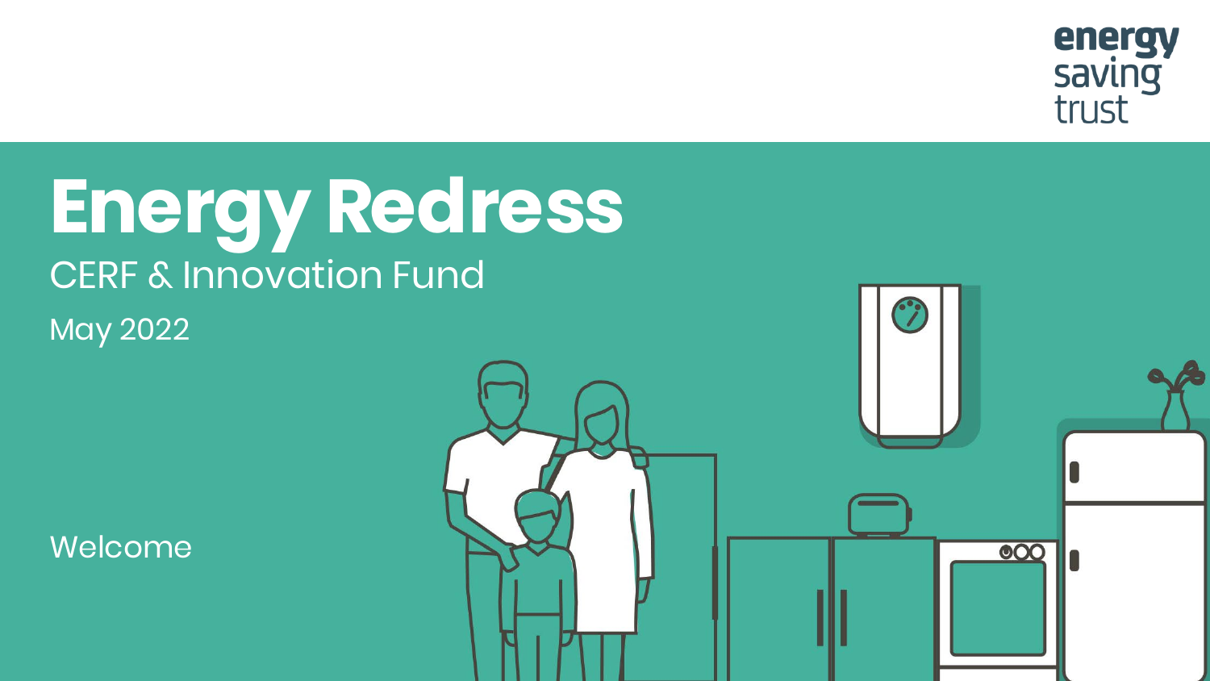energy saving trust

# Energy Redress

CERF & Innovation Fund

May 2022

Welcome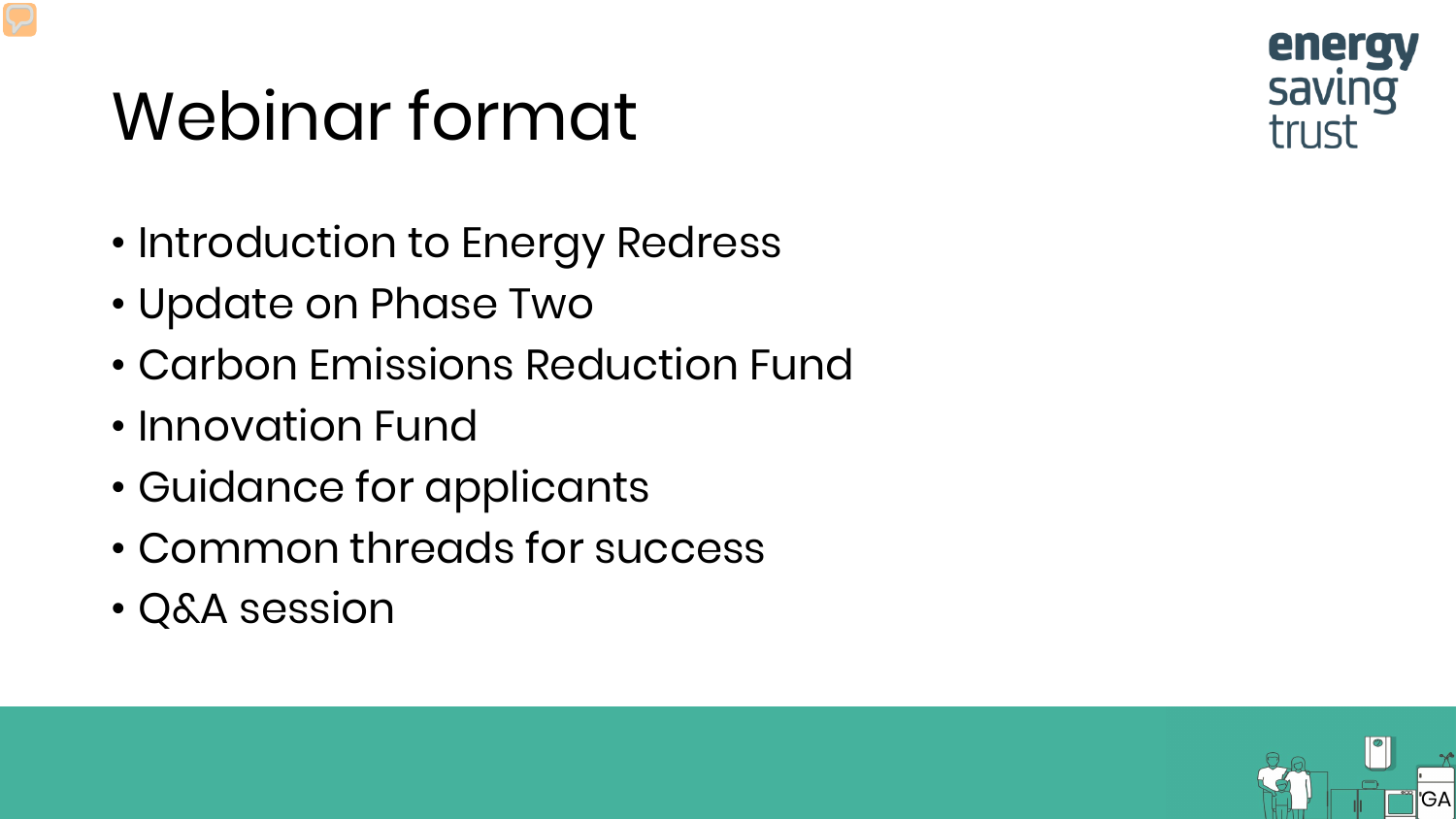# Webinar format

- Introduction to Energy Redress
- Update on Phase Two
- Carbon Emissions Reduction Fund
- Innovation Fund
- Guidance for applicants
- Common threads for success
- Q&A session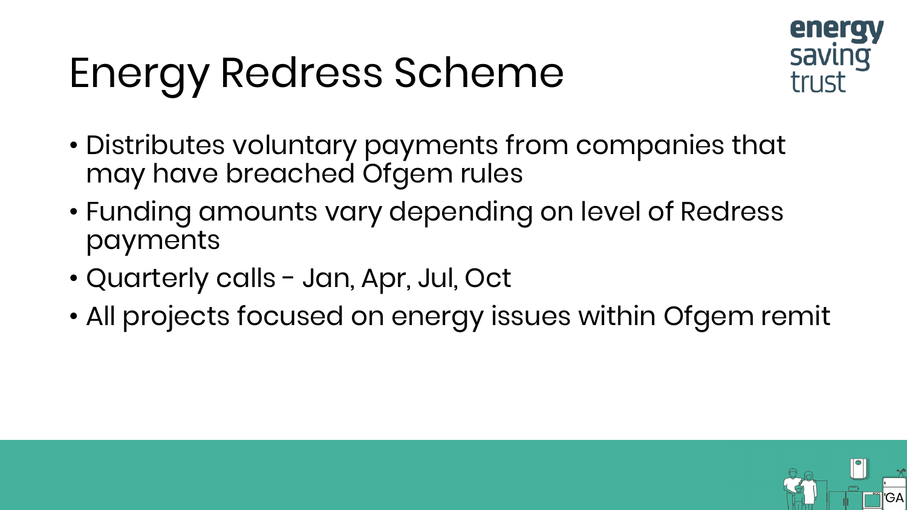# Energy Redress Scheme

- Distributes voluntary payments from companies that may have breached Ofgem rules
- Funding amounts vary depending on level of Redress payments
- Quarterly calls - Jan, Apr, Jul, Oct
- All projects focused on energy issues within Ofgem remit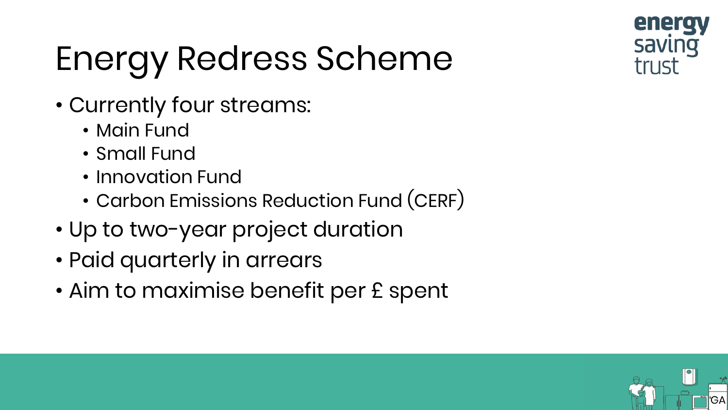# Energy Redress Scheme

- Currently four streams:
  - Main Fund
  - Small Fund
  - Innovation Fund
  - Carbon Emissions Reduction Fund (CERF)
- Up to two-year project duration
- Paid quarterly in arrears
- Aim to maximise benefit per £ spent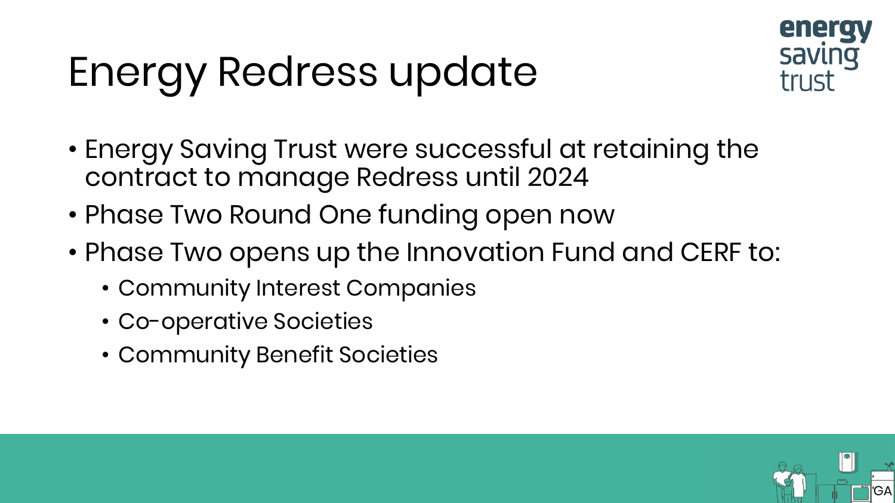# Energy Redress update

- Energy Saving Trust were successful at retaining the contract to manage Redress until 2024
- Phase Two Round One funding open now
- Phase Two opens up the Innovation Fund and CERF to:
  - Community Interest Companies
  - Co-operative Societies
  - Community Benefit Societies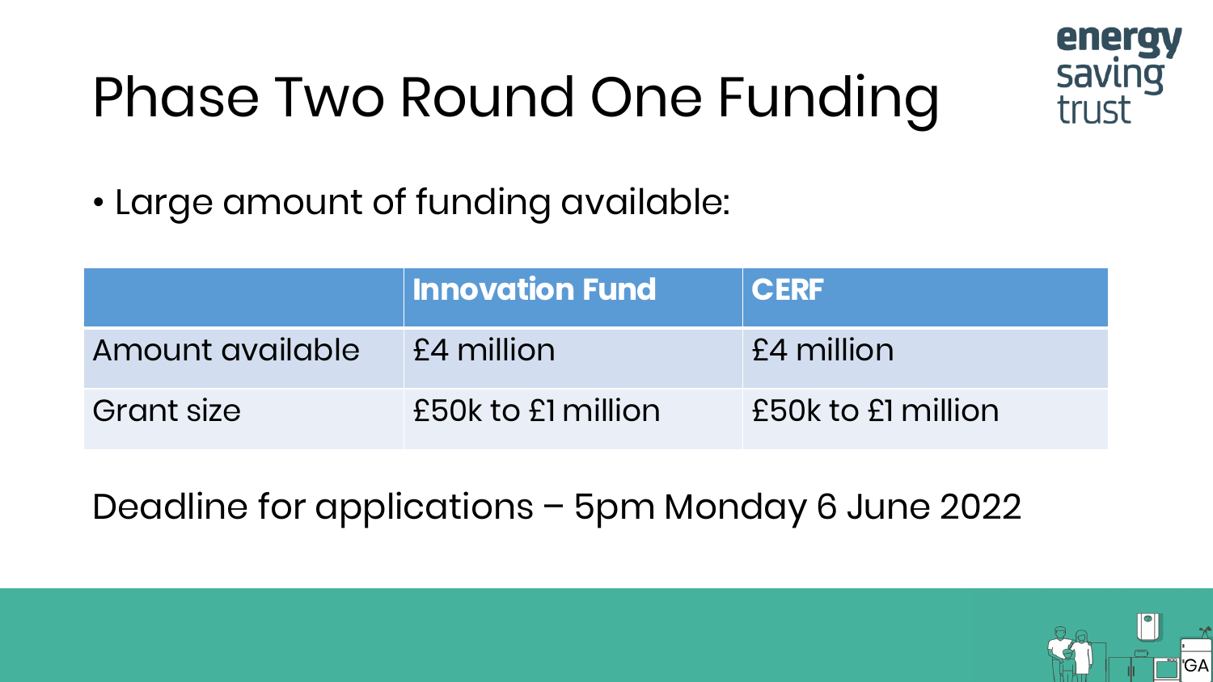# Phase Two Round One Funding

- Large amount of funding available:

| | Innovation Fund | CERF |
|---|---|---|
| Amount available | £4 million | £4 million |
| Grant size | £50k to £1 million | £50k to £1 million |

Deadline for applications – 5pm Monday 6 June 2022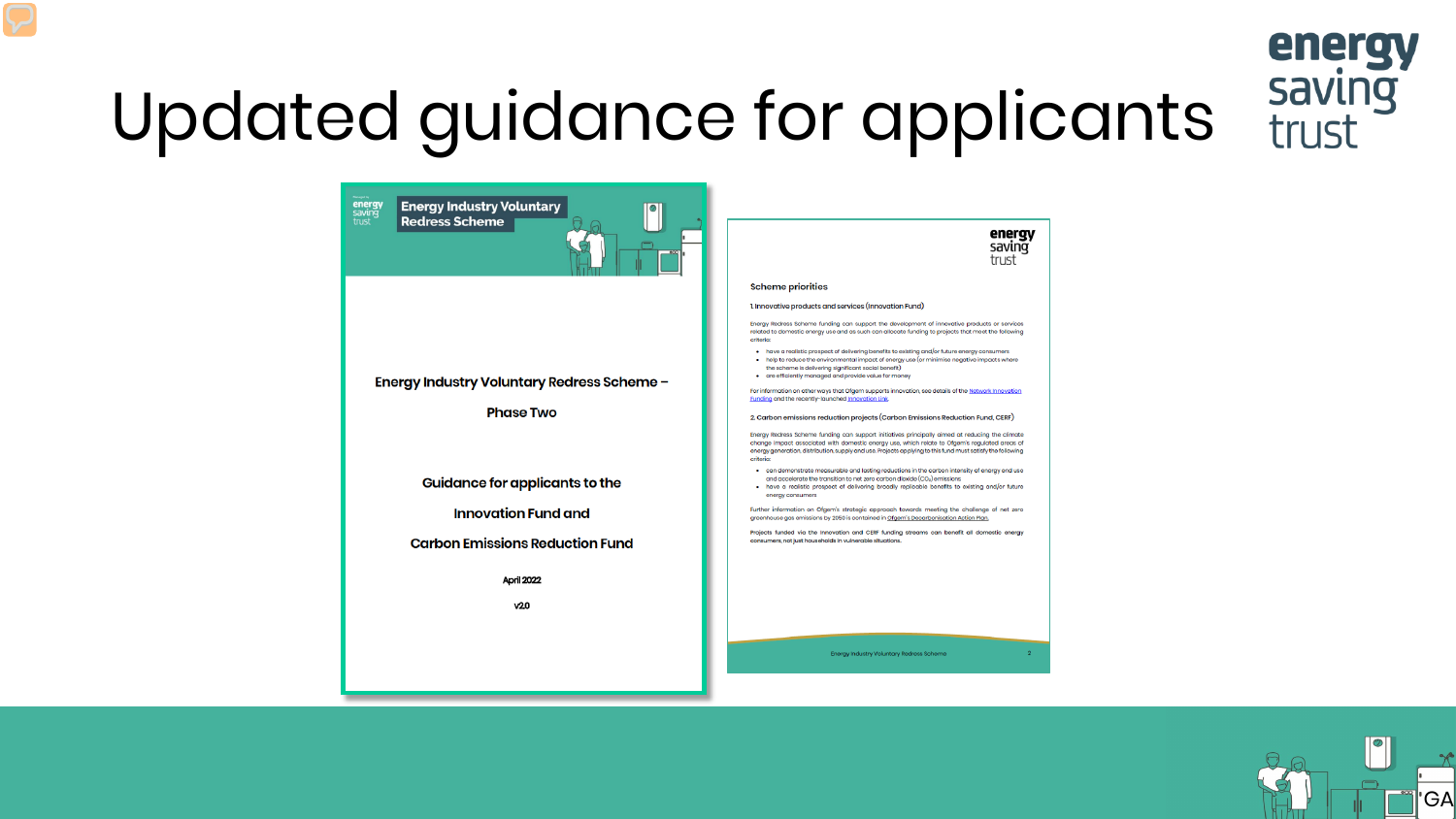# Updated guidance for applicants

**Energy Industry Voluntary Redress Scheme**

Energy Industry Voluntary Redress Scheme – Phase Two

Guidance for applicants to the Innovation Fund and Carbon Emissions Reduction Fund

April 2022

v2.0

**Scheme priorities**

**1. Innovative products and services (Innovation Fund)**

Energy Redress Scheme funding can support the development of innovative products or services related to domestic energy use and as such can allocate funding to projects that meet the following criteria:

- have a realistic prospect of delivering benefits to existing and/or future energy consumers
- help to reduce the environmental impact of energy use (or minimise negative impacts where the scheme is delivering significant social benefit)
- are efficiently managed and provide value for money

For information on other ways that Ofgem supports innovation, see details of the Network Innovation Funding and the recently-launched Innovation Link.

**2. Carbon emissions reduction projects (Carbon Emissions Reduction Fund, CERF)**

Energy Redress Scheme funding can support initiatives principally aimed at reducing the climate change impact associated with domestic energy use, which relate to Ofgem's regulated areas of energy generation, distribution, supply and use. Projects applying to this fund must satisfy the following criteria:

- can demonstrate measurable and lasting reductions in the carbon intensity of energy end use and accelerate the transition to net zero carbon dioxide ($CO_2$) emissions
- have a realistic prospect of delivering broadly replicable benefits to existing and/or future energy consumers

Further information on Ofgem's strategic approach towards meeting the challenge of net zero greenhouse gas emissions by 2050 is contained in Ofgem's Decarbonisation Action Plan.

Projects funded via the Innovation and CERF funding streams can benefit all domestic energy consumers, not just households in vulnerable situations.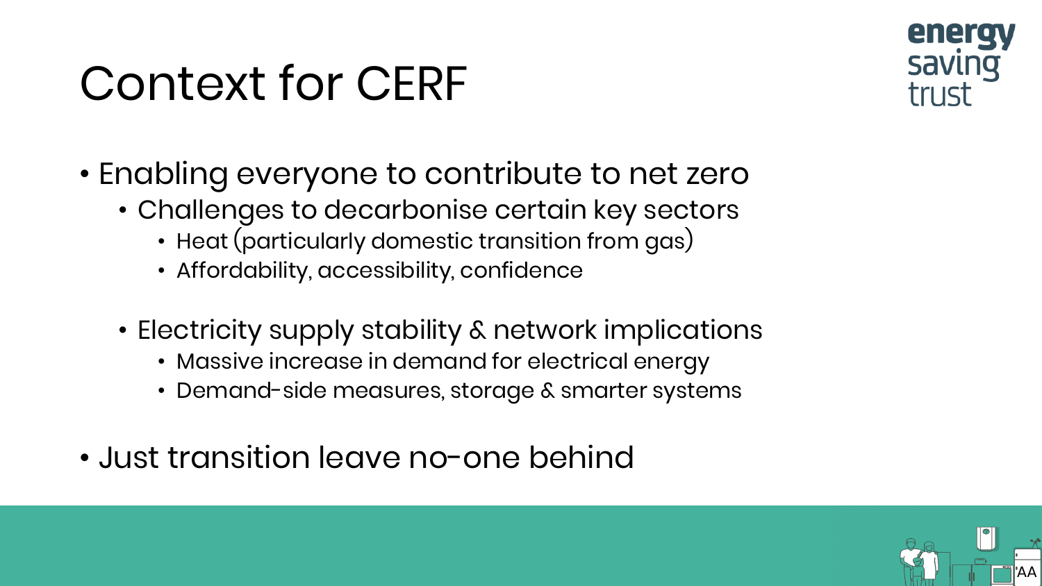# Context for CERF

- Enabling everyone to contribute to net zero
  - Challenges to decarbonise certain key sectors
    - Heat (particularly domestic transition from gas)
    - Affordability, accessibility, confidence
  - Electricity supply stability & network implications
    - Massive increase in demand for electrical energy
    - Demand-side measures, storage & smarter systems
- Just transition leave no-one behind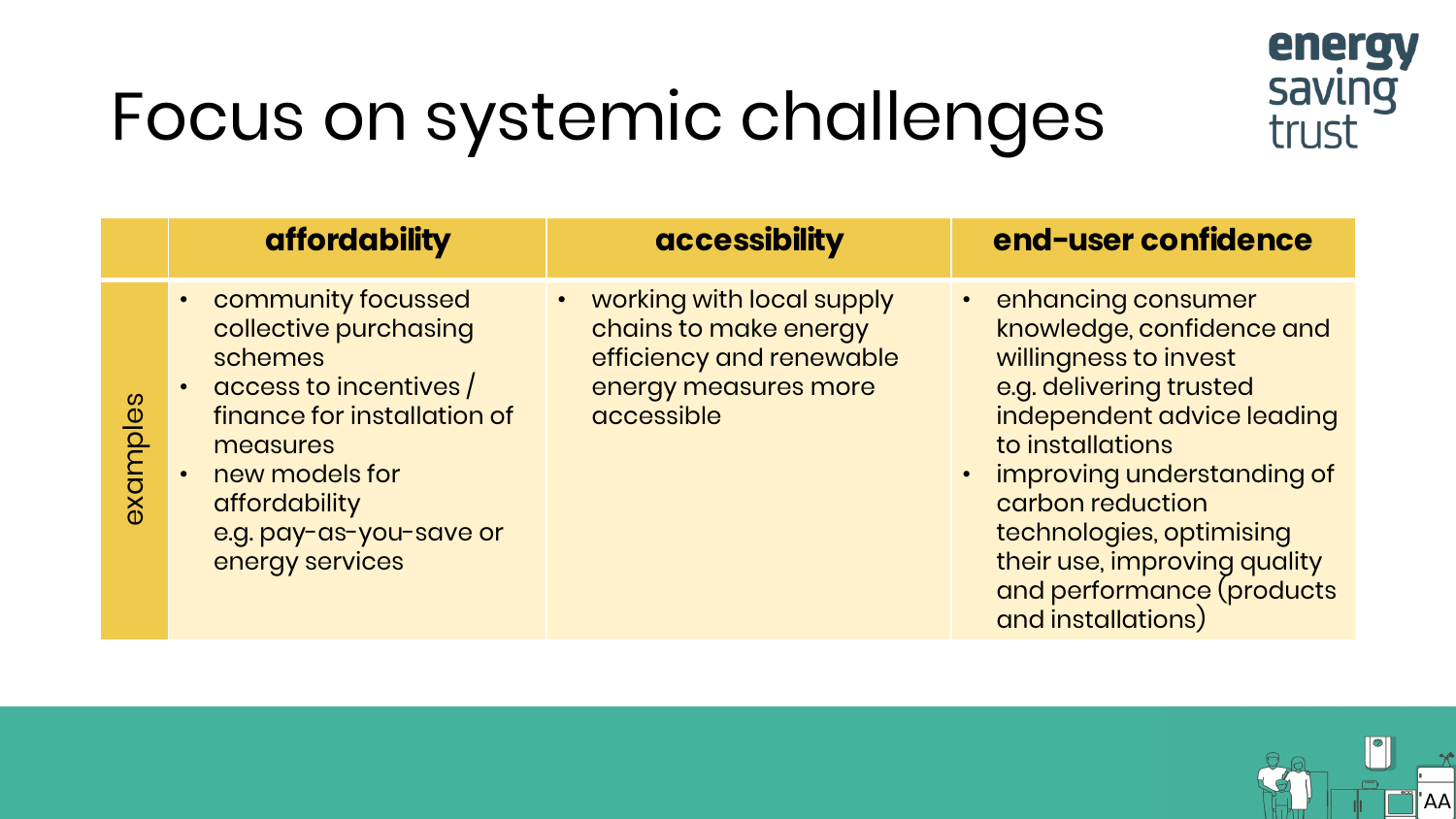# Focus on systemic challenges

| | affordability | accessibility | end-user confidence |
|---|---|---|---|
| examples | • community focussed collective purchasing schemes<br>• access to incentives / finance for installation of measures<br>• new models for affordability e.g. pay-as-you-save or energy services | • working with local supply chains to make energy efficiency and renewable energy measures more accessible | • enhancing consumer knowledge, confidence and willingness to invest e.g. delivering trusted independent advice leading to installations<br>• improving understanding of carbon reduction technologies, optimising their use, improving quality and performance (products and installations) |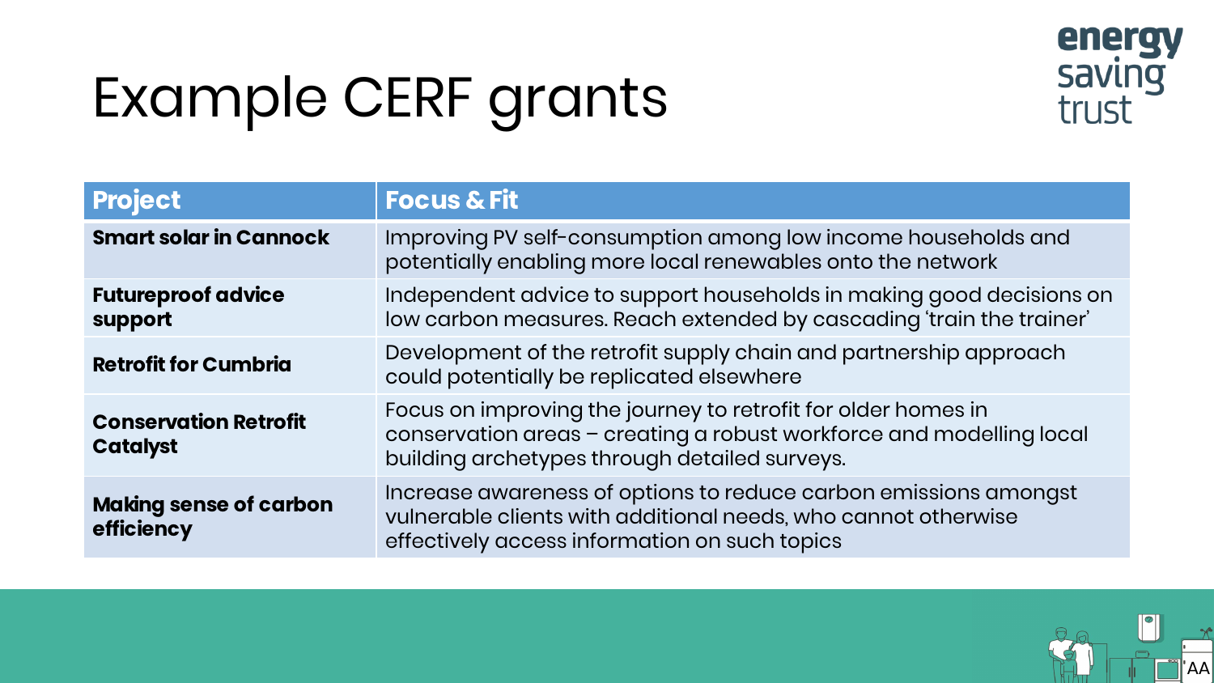# Example CERF grants

| Project | Focus & Fit |
| --- | --- |
| **Smart solar in Cannock** | Improving PV self-consumption among low income households and potentially enabling more local renewables onto the network |
| **Futureproof advice support** | Independent advice to support households in making good decisions on low carbon measures. Reach extended by cascading 'train the trainer' |
| **Retrofit for Cumbria** | Development of the retrofit supply chain and partnership approach could potentially be replicated elsewhere |
| **Conservation Retrofit Catalyst** | Focus on improving the journey to retrofit for older homes in conservation areas – creating a robust workforce and modelling local building archetypes through detailed surveys. |
| **Making sense of carbon efficiency** | Increase awareness of options to reduce carbon emissions amongst vulnerable clients with additional needs, who cannot otherwise effectively access information on such topics |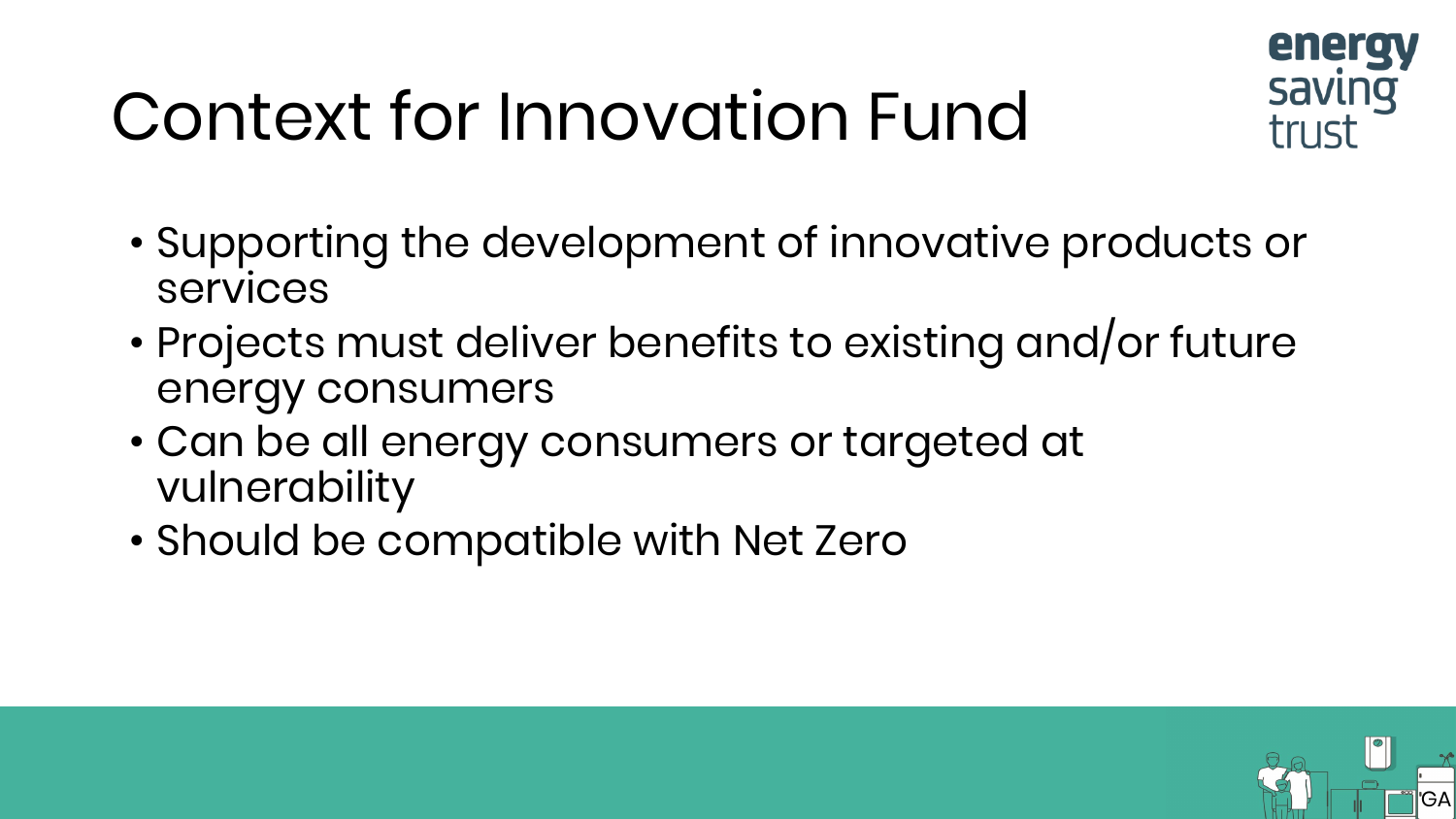# Context for Innovation Fund

- Supporting the development of innovative products or services
- Projects must deliver benefits to existing and/or future energy consumers
- Can be all energy consumers or targeted at vulnerability
- Should be compatible with Net Zero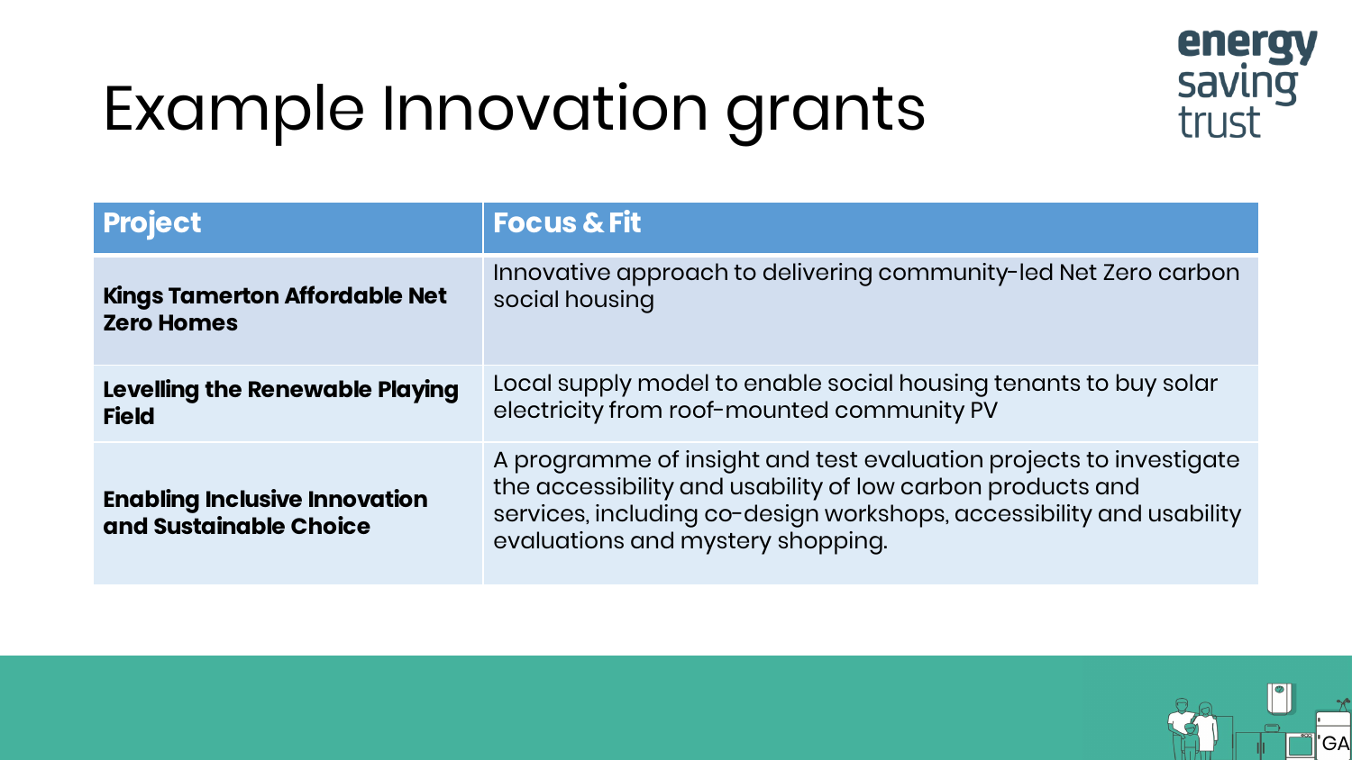# Example Innovation grants

| Project | Focus & Fit |
| --- | --- |
| **Kings Tamerton Affordable Net Zero Homes** | Innovative approach to delivering community-led Net Zero carbon social housing |
| **Levelling the Renewable Playing Field** | Local supply model to enable social housing tenants to buy solar electricity from roof-mounted community PV |
| **Enabling Inclusive Innovation and Sustainable Choice** | A programme of insight and test evaluation projects to investigate the accessibility and usability of low carbon products and services, including co-design workshops, accessibility and usability evaluations and mystery shopping. |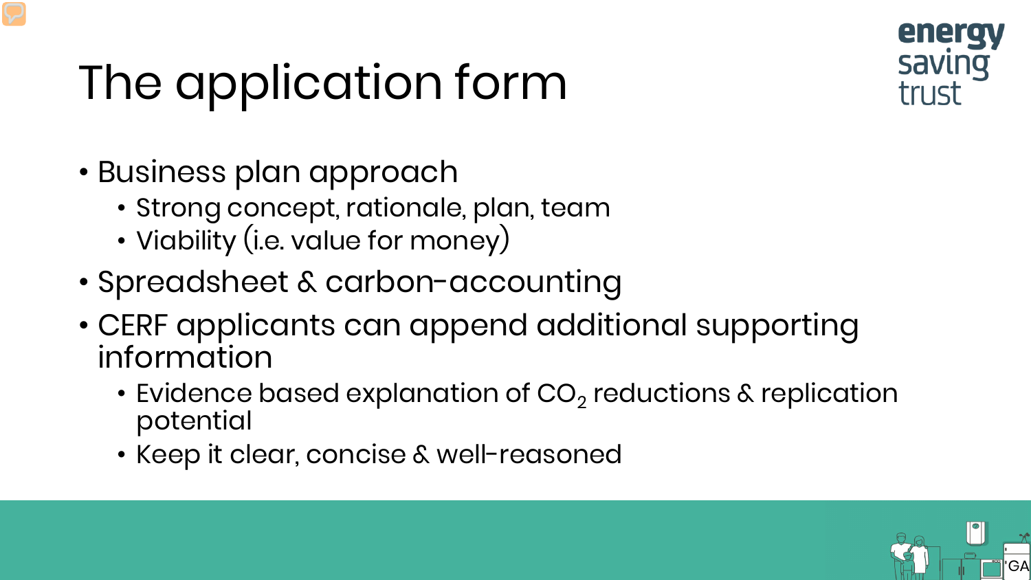# The application form

- Business plan approach
  - Strong concept, rationale, plan, team
  - Viability (i.e. value for money)
- Spreadsheet & carbon-accounting
- CERF applicants can append additional supporting information
  - Evidence based explanation of $CO_2$ reductions & replication potential
  - Keep it clear, concise & well-reasoned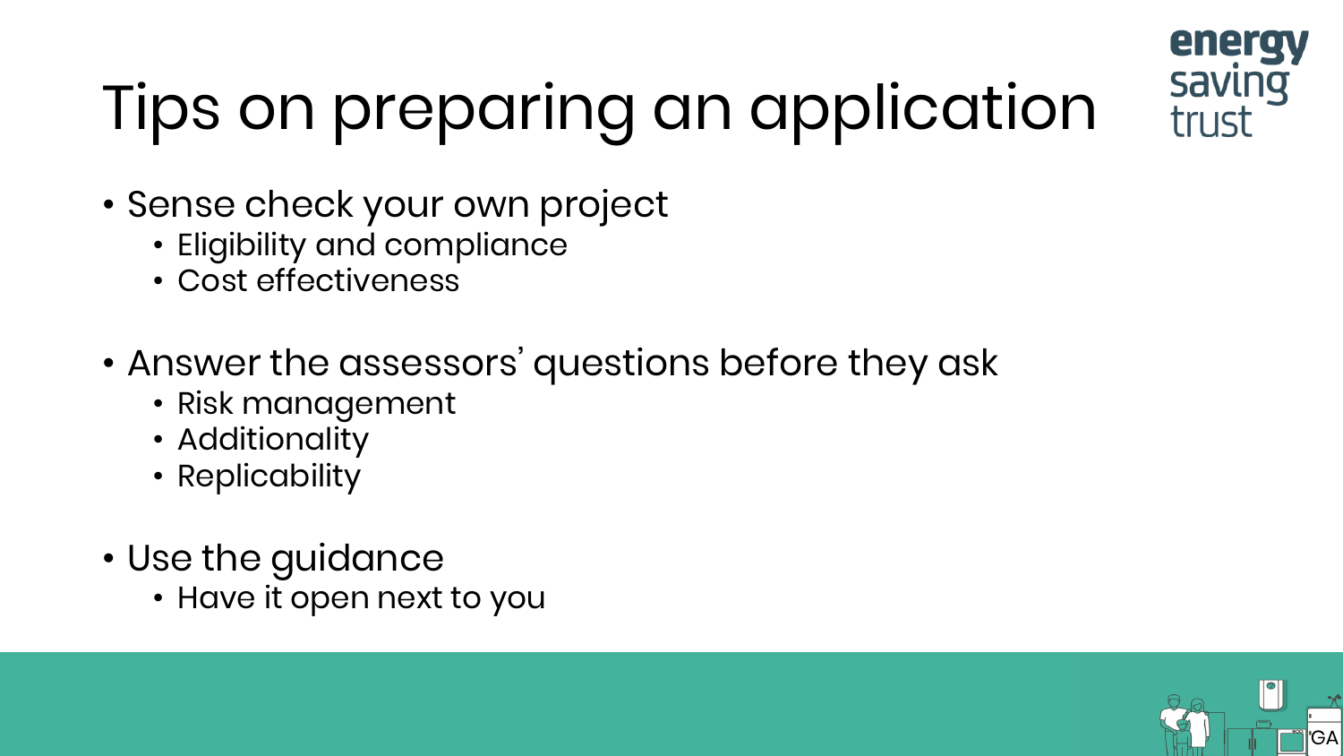# Tips on preparing an application

- Sense check your own project
  - Eligibility and compliance
  - Cost effectiveness
- Answer the assessors' questions before they ask
  - Risk management
  - Additionality
  - Replicability
- Use the guidance
  - Have it open next to you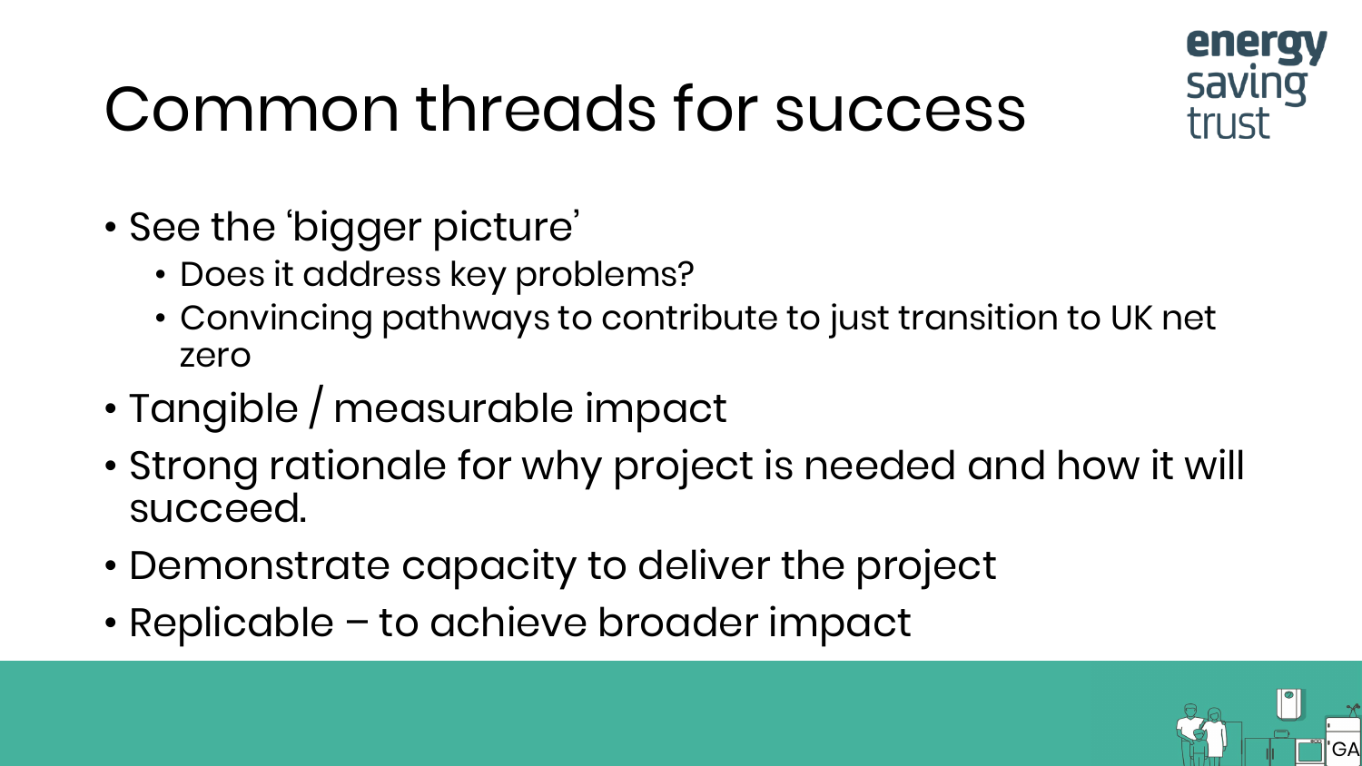# Common threads for success

- See the 'bigger picture'
  - Does it address key problems?
  - Convincing pathways to contribute to just transition to UK net zero
- Tangible / measurable impact
- Strong rationale for why project is needed and how it will succeed.
- Demonstrate capacity to deliver the project
- Replicable – to achieve broader impact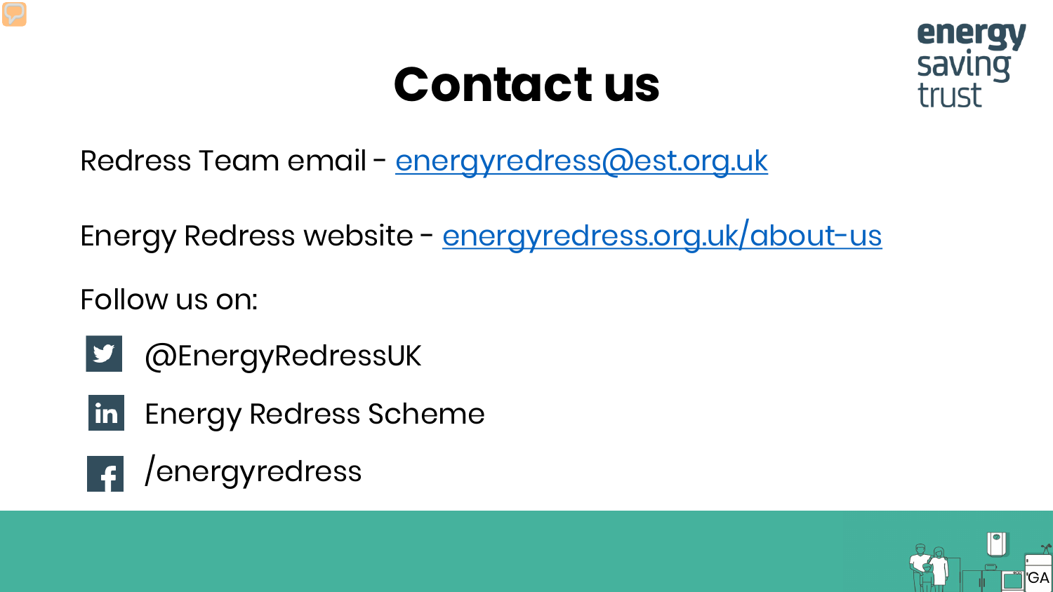# Contact us

Redress Team email - energyredress@est.org.uk

Energy Redress website - energyredress.org.uk/about-us

Follow us on:

@EnergyRedressUK

Energy Redress Scheme

/energyredress